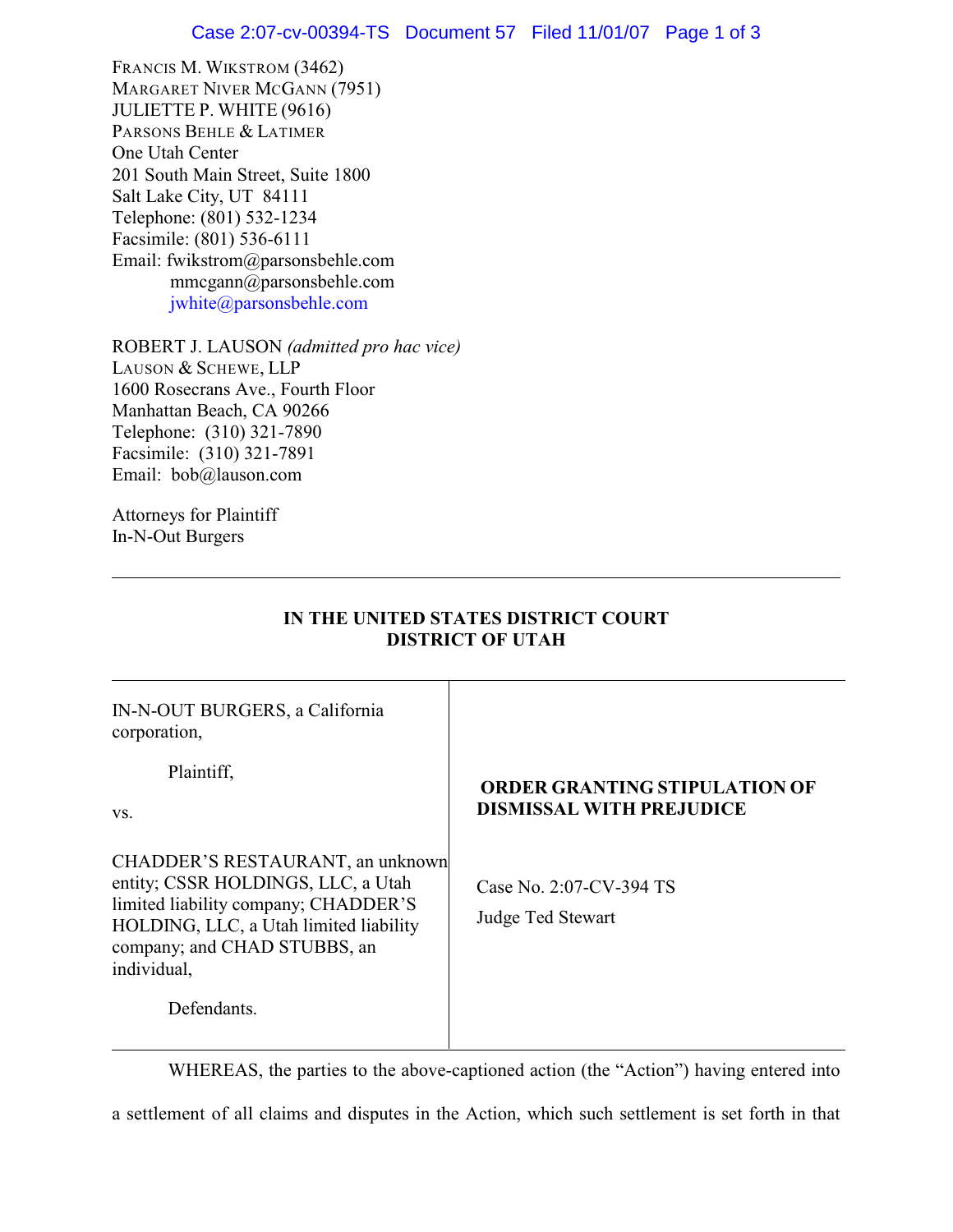FRANCIS M. WIKSTROM (3462)
MARGARET NIVER MCGANN (7951)
JULIETTE P. WHITE (9616)
PARSONS BEHLE & LATIMER
One Utah Center
201 South Main Street, Suite 1800
Salt Lake City, UT 84111
Telephone: (801) 532-1234
Facsimile: (801) 536-6111
Email: fwikstrom@parsonsbehle.com
mmcgann@parsonsbehle.com
jwhite@parsonsbehle.com

ROBERT J. LAUSON *(admitted pro hac vice)*
LAUSON & SCHEWE, LLP
1600 Rosecrans Ave., Fourth Floor
Manhattan Beach, CA 90266
Telephone: (310) 321-7890
Facsimile: (310) 321-7891
Email: bob@lauson.com

Attorneys for Plaintiff
In-N-Out Burgers

---

**IN THE UNITED STATES DISTRICT COURT**
**DISTRICT OF UTAH**

| | |
|---|---|
| IN-N-OUT BURGERS, a California corporation,<br><br>Plaintiff,<br><br>vs.<br><br>CHADDER'S RESTAURANT, an unknown entity; CSSR HOLDINGS, LLC, a Utah limited liability company; CHADDER'S HOLDING, LLC, a Utah limited liability company; and CHAD STUBBS, an individual,<br><br>Defendants. | **ORDER GRANTING STIPULATION OF DISMISSAL WITH PREJUDICE**<br><br>Case No. 2:07-CV-394 TS<br><br>Judge Ted Stewart |

WHEREAS, the parties to the above-captioned action (the "Action") having entered into a settlement of all claims and disputes in the Action, which such settlement is set forth in that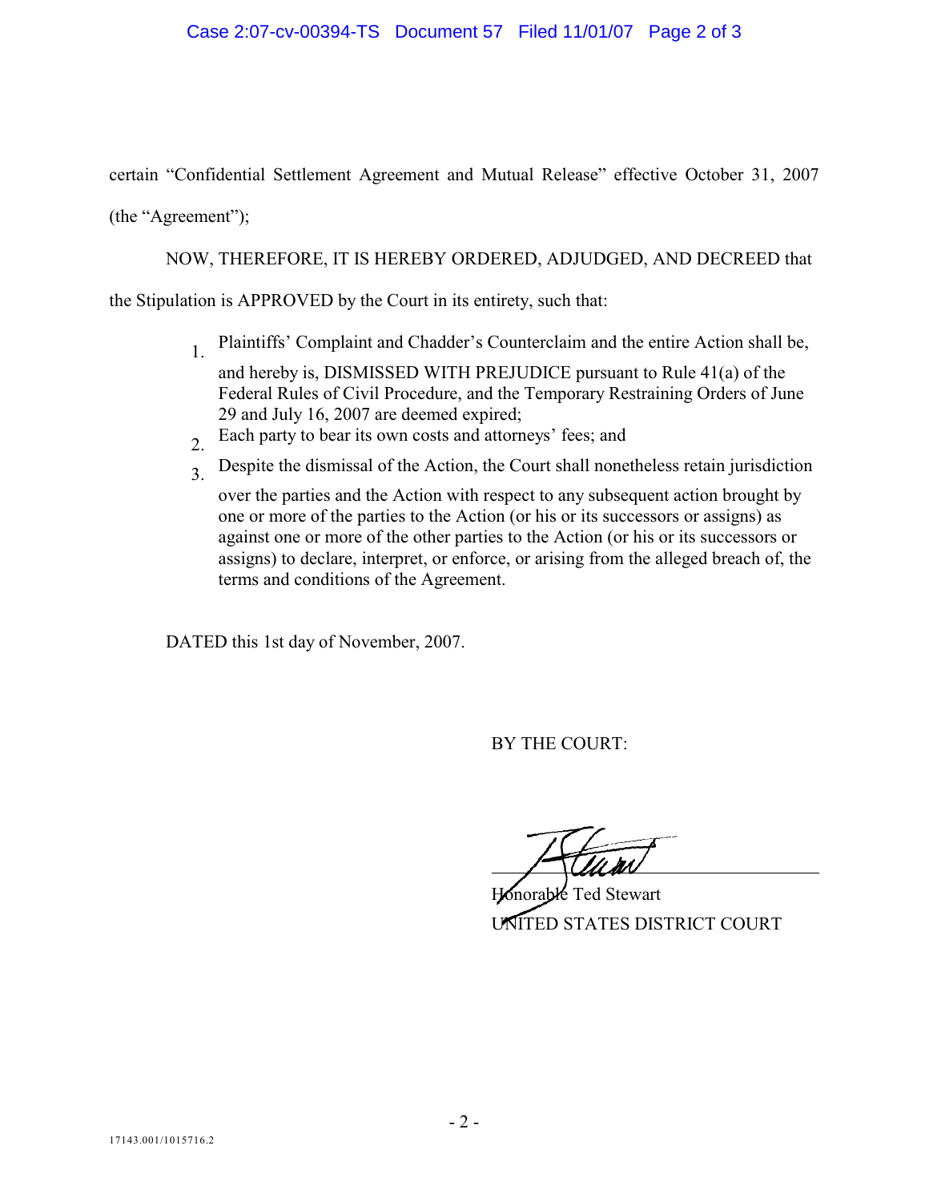certain "Confidential Settlement Agreement and Mutual Release" effective October 31, 2007 (the "Agreement");

NOW, THEREFORE, IT IS HEREBY ORDERED, ADJUDGED, AND DECREED that the Stipulation is APPROVED by the Court in its entirety, such that:

1. Plaintiffs' Complaint and Chadder's Counterclaim and the entire Action shall be, and hereby is, DISMISSED WITH PREJUDICE pursuant to Rule 41(a) of the Federal Rules of Civil Procedure, and the Temporary Restraining Orders of June 29 and July 16, 2007 are deemed expired;
2. Each party to bear its own costs and attorneys' fees; and
3. Despite the dismissal of the Action, the Court shall nonetheless retain jurisdiction over the parties and the Action with respect to any subsequent action brought by one or more of the parties to the Action (or his or its successors or assigns) as against one or more of the other parties to the Action (or his or its successors or assigns) to declare, interpret, or enforce, or arising from the alleged breach of, the terms and conditions of the Agreement.

DATED this 1st day of November, 2007.

BY THE COURT:

Honorable Ted Stewart
UNITED STATES DISTRICT COURT

17143.001/1015716.2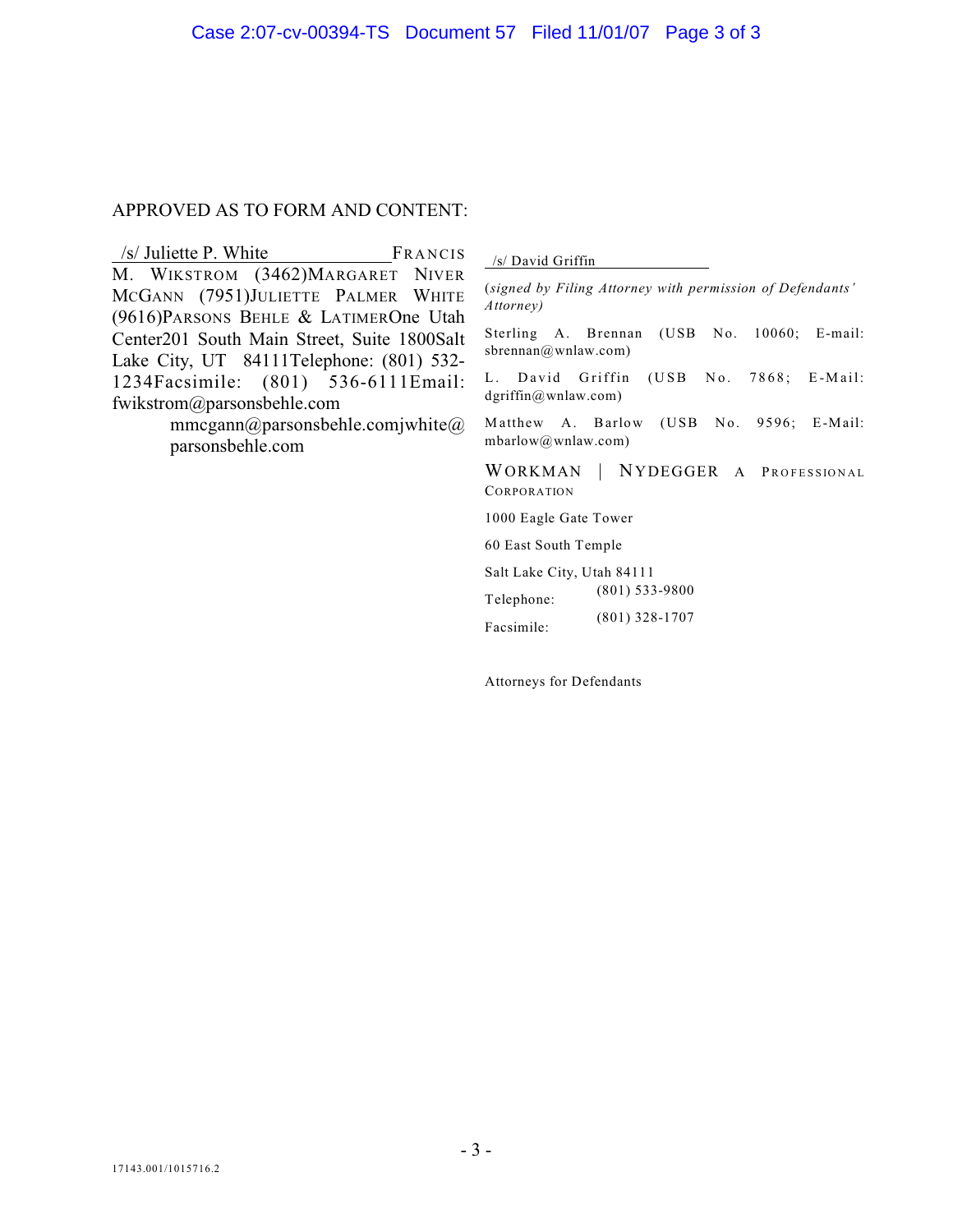APPROVED AS TO FORM AND CONTENT:

/s/ Juliette P. White
FRANCIS M. WIKSTROM (3462)
MARGARET NIVER MCGANN (7951)
JULIETTE PALMER WHITE (9616)
PARSONS BEHLE & LATIMER
One Utah Center
201 South Main Street, Suite 1800
Salt Lake City, UT 84111
Telephone: (801) 532-1234
Facsimile: (801) 536-6111
Email: fwikstrom@parsonsbehle.com
mmcgann@parsonsbehle.com
jwhite@parsonsbehle.com

/s/ David Griffin

*(signed by Filing Attorney with permission of Defendants' Attorney)*

Sterling A. Brennan (USB No. 10060; E-mail: sbrennan@wnlaw.com)

L. David Griffin (USB No. 7868; E-Mail: dgriffin@wnlaw.com)

Matthew A. Barlow (USB No. 9596; E-Mail: mbarlow@wnlaw.com)

WORKMAN | NYDEGGER A PROFESSIONAL CORPORATION

1000 Eagle Gate Tower

60 East South Temple

Salt Lake City, Utah 84111

Telephone: (801) 533-9800

Facsimile: (801) 328-1707

Attorneys for Defendants

17143.001/1015716.2